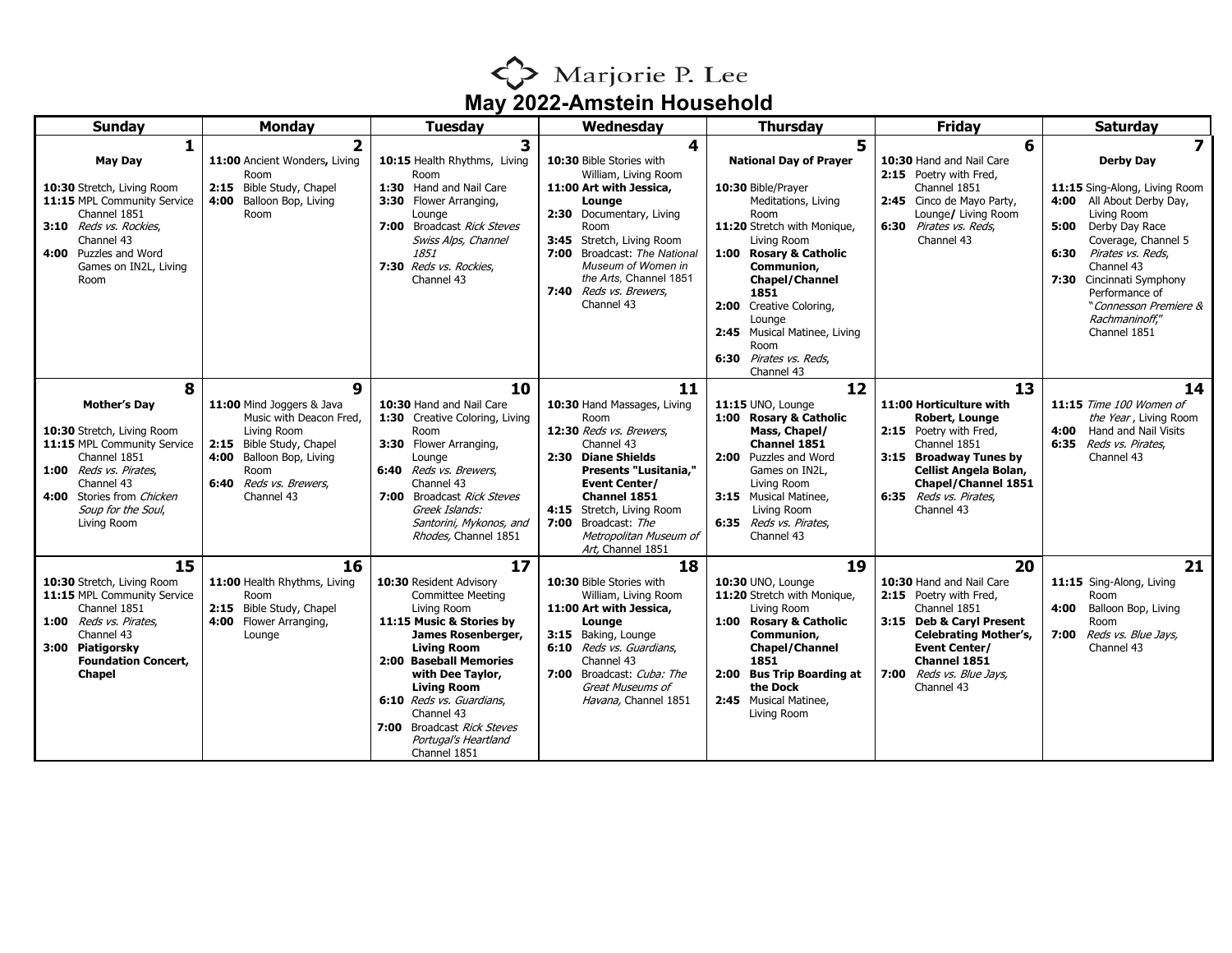Marjorie P. Lee

# May 2022-Amstein Household

| Sunday | Monday | Tuesday | Wednesday | Thursday | Friday | Saturday |
|---|---|---|---|---|---|---|
| **1**<br>**May Day**<br><br>**10:30** Stretch, Living Room<br>**11:15** MPL Community Service Channel 1851<br>**3:10** *Reds vs. Rockies*, Channel 43<br>**4:00** Puzzles and Word Games on IN2L, Living Room | **2**<br>**11:00** Ancient Wonders**,** Living Room<br>**2:15** Bible Study, Chapel<br>**4:00** Balloon Bop, Living Room | **3**<br>**10:15** Health Rhythms, Living Room<br>**1:30** Hand and Nail Care<br>**3:30** Flower Arranging, Lounge<br>**7:00** Broadcast *Rick Steves Swiss Alps, Channel 1851*<br>**7:30** *Reds vs. Rockies*, Channel 43 | **4**<br>**10:30** Bible Stories with William, Living Room<br>**11:00 Art with Jessica, Lounge**<br>**2:30** Documentary, Living Room<br>**3:45** Stretch, Living Room<br>**7:00** Broadcast: *The National Museum of Women in the Arts*, Channel 1851<br>**7:40** *Reds vs. Brewers*, Channel 43 | **5**<br>**National Day of Prayer**<br><br>**10:30** Bible/Prayer Meditations, Living Room<br>**11:20** Stretch with Monique, Living Room<br>**1:00 Rosary & Catholic Communion, Chapel/Channel 1851**<br>**2:00** Creative Coloring, Lounge<br>**2:45** Musical Matinee, Living Room<br>**6:30** *Pirates vs. Reds*, Channel 43 | **6**<br>**10:30** Hand and Nail Care<br>**2:15** Poetry with Fred, Channel 1851<br>**2:45** Cinco de Mayo Party, Lounge**/** Living Room<br>**6:30** *Pirates vs. Reds*, Channel 43 | **7**<br>**Derby Day**<br><br>**11:15** Sing-Along, Living Room<br>**4:00** All About Derby Day, Living Room<br>**5:00** Derby Day Race Coverage, Channel 5<br>**6:30** *Pirates vs. Reds*, Channel 43<br>**7:30** Cincinnati Symphony Performance of "*Connesson Premiere & Rachmaninoff*," Channel 1851 |
| **8**<br>**Mother's Day**<br><br>**10:30** Stretch, Living Room<br>**11:15** MPL Community Service Channel 1851<br>**1:00** *Reds vs. Pirates*, Channel 43<br>**4:00** Stories from *Chicken Soup for the Soul*, Living Room | **9**<br>**11:00** Mind Joggers & Java Music with Deacon Fred, Living Room<br>**2:15** Bible Study, Chapel<br>**4:00** Balloon Bop, Living Room<br>**6:40** *Reds vs. Brewers*, Channel 43 | **10**<br>**10:30** Hand and Nail Care<br>**1:30** Creative Coloring, Living Room<br>**3:30** Flower Arranging, Lounge<br>**6:40** *Reds vs. Brewers*, Channel 43<br>**7:00** Broadcast *Rick Steves Greek Islands: Santorini, Mykonos, and Rhodes*, Channel 1851 | **11**<br>**10:30** Hand Massages, Living Room<br>**12:30** *Reds vs. Brewers*, Channel 43<br>**2:30 Diane Shields Presents "Lusitania," Event Center/ Channel 1851**<br>**4:15** Stretch, Living Room<br>**7:00** Broadcast: *The Metropolitan Museum of Art*, Channel 1851 | **12**<br>**11:15** UNO, Lounge<br>**1:00 Rosary & Catholic Mass, Chapel/ Channel 1851**<br>**2:00** Puzzles and Word Games on IN2L, Living Room<br>**3:15** Musical Matinee, Living Room<br>**6:35** *Reds vs. Pirates*, Channel 43 | **13**<br>**11:00 Horticulture with Robert, Lounge**<br>**2:15** Poetry with Fred, Channel 1851<br>**3:15 Broadway Tunes by Cellist Angela Bolan, Chapel/Channel 1851**<br>**6:35** *Reds vs. Pirates*, Channel 43 | **14**<br>**11:15** *Time 100 Women of the Year* , Living Room<br>**4:00** Hand and Nail Visits<br>**6:35** *Reds vs. Pirates*, Channel 43 |
| **15**<br>**10:30** Stretch, Living Room<br>**11:15** MPL Community Service Channel 1851<br>**1:00** *Reds vs. Pirates*, Channel 43<br>**3:00 Piatigorsky Foundation Concert, Chapel** | **16**<br>**11:00** Health Rhythms, Living Room<br>**2:15** Bible Study, Chapel<br>**4:00** Flower Arranging, Lounge | **17**<br>**10:30** Resident Advisory Committee Meeting Living Room<br>**11:15 Music & Stories by James Rosenberger, Living Room**<br>**2:00 Baseball Memories with Dee Taylor, Living Room**<br>**6:10** *Reds vs. Guardians*, Channel 43<br>**7:00** Broadcast *Rick Steves Portugal's Heartland* Channel 1851 | **18**<br>**10:30** Bible Stories with William, Living Room<br>**11:00 Art with Jessica, Lounge**<br>**3:15** Baking, Lounge<br>**6:10** *Reds vs. Guardians*, Channel 43<br>**7:00** Broadcast: *Cuba: The Great Museums of Havana*, Channel 1851 | **19**<br>**10:30** UNO, Lounge<br>**11:20** Stretch with Monique, Living Room<br>**1:00 Rosary & Catholic Communion, Chapel/Channel 1851**<br>**2:00 Bus Trip Boarding at the Dock**<br>**2:45** Musical Matinee, Living Room | **20**<br>**10:30** Hand and Nail Care<br>**2:15** Poetry with Fred, Channel 1851<br>**3:15 Deb & Caryl Present Celebrating Mother's, Event Center/ Channel 1851**<br>**7:00** *Reds vs. Blue Jays*, Channel 43 | **21**<br>**11:15** Sing-Along, Living Room<br>**4:00** Balloon Bop, Living Room<br>**7:00** *Reds vs. Blue Jays*, Channel 43 |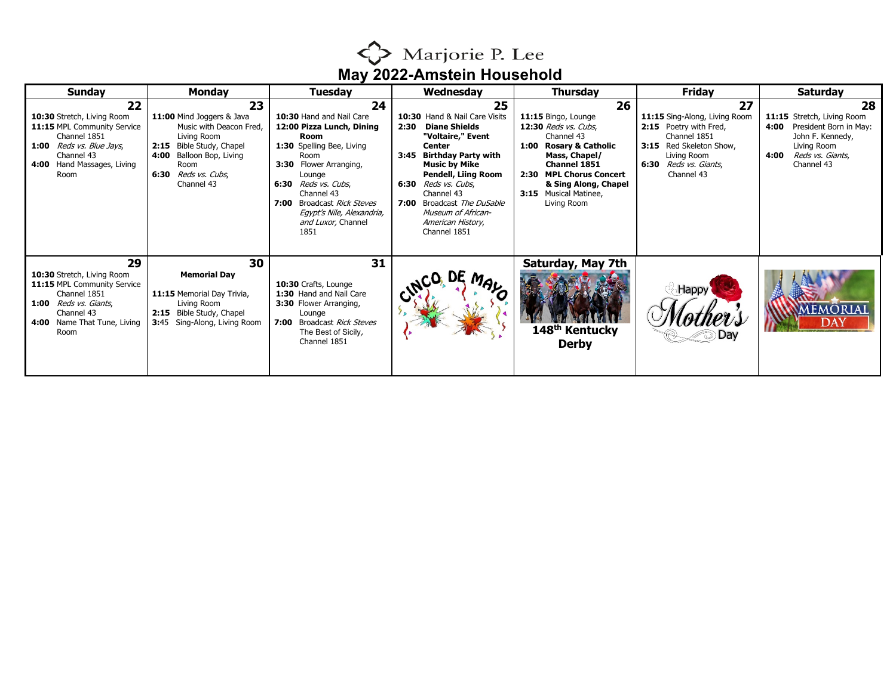# Marjorie P. Lee

## May 2022-Amstein Household

| Sunday | Monday | Tuesday | Wednesday | Thursday | Friday | Saturday |
|---|---|---|---|---|---|---|
| **22**<br>**10:30** Stretch, Living Room<br>**11:15** MPL Community Service Channel 1851<br>**1:00** *Reds vs. Blue Jays*, Channel 43<br>**4:00** Hand Massages, Living Room | **23**<br>**11:00** Mind Joggers & Java Music with Deacon Fred, Living Room<br>**2:15** Bible Study, Chapel<br>**4:00** Balloon Bop, Living Room<br>**6:30** *Reds vs. Cubs*, Channel 43 | **24**<br>**10:30** Hand and Nail Care<br>**12:00 Pizza Lunch, Dining Room**<br>**1:30** Spelling Bee, Living Room<br>**3:30** Flower Arranging, Lounge<br>**6:30** *Reds vs. Cubs*, Channel 43<br>**7:00** Broadcast *Rick Steves Egypt's Nile, Alexandria, and Luxor*, Channel 1851 | **25**<br>**10:30** Hand & Nail Care Visits<br>**2:30 Diane Shields "Voltaire," Event Center**<br>**3:45 Birthday Party with Music by Mike Pendell, Liing Room**<br>**6:30** *Reds vs. Cubs*, Channel 43<br>**7:00** Broadcast *The DuSable Museum of African-American History*, Channel 1851 | **26**<br>**11:15** Bingo, Lounge<br>**12:30** *Reds vs. Cubs*, Channel 43<br>**1:00 Rosary & Catholic Mass, Chapel/ Channel 1851**<br>**2:30 MPL Chorus Concert & Sing Along, Chapel**<br>**3:15** Musical Matinee, Living Room | **27**<br>**11:15** Sing-Along, Living Room<br>**2:15** Poetry with Fred, Channel 1851<br>**3:15** Red Skeleton Show, Living Room<br>**6:30** *Reds vs. Giants*, Channel 43 | **28**<br>**11:15** Stretch, Living Room<br>**4:00** President Born in May: John F. Kennedy, Living Room<br>**4:00** *Reds vs. Giants*, Channel 43 |
| **29**<br>**10:30** Stretch, Living Room<br>**11:15** MPL Community Service Channel 1851<br>**1:00** *Reds vs. Giants*, Channel 43<br>**4:00** Name That Tune, Living Room | **30**<br>**Memorial Day**<br>**11:15** Memorial Day Trivia, Living Room<br>**2:15** Bible Study, Chapel<br>**3:45** Sing-Along, Living Room | **31**<br>**10:30** Crafts, Lounge<br>**1:30** Hand and Nail Care<br>**3:30** Flower Arranging, Lounge<br>**7:00** Broadcast *Rick Steves* The Best of Sicily, Channel 1851 | CINCO DE MAYO | **Saturday, May 7th**<br>**148th Kentucky Derby** | Happy Mother's Day | MEMORIAL DAY |